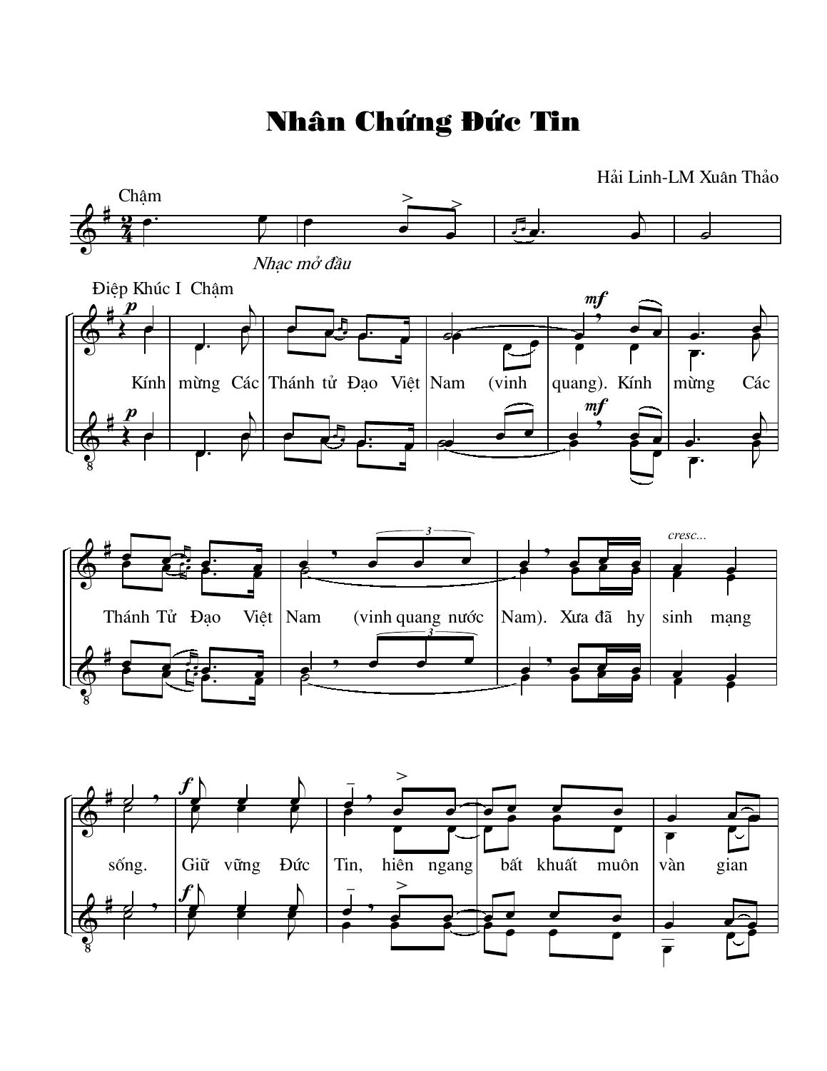# Nhân Chứng Đức Tin

Hải Linh-LM Xuân Thảo

Chậm

*Nhạc mở đầu*

Điệp Khúc I Chậm

Kính mừng Các Thánh tử Đạo Việt Nam (vinh quang). Kính mừng Các Thánh Tử Đạo Việt Nam (vinh quang nước Nam). Xưa đã hy sinh mạng sống. Giữ vững Đức Tin, hiên ngang bất khuất muôn vàn gian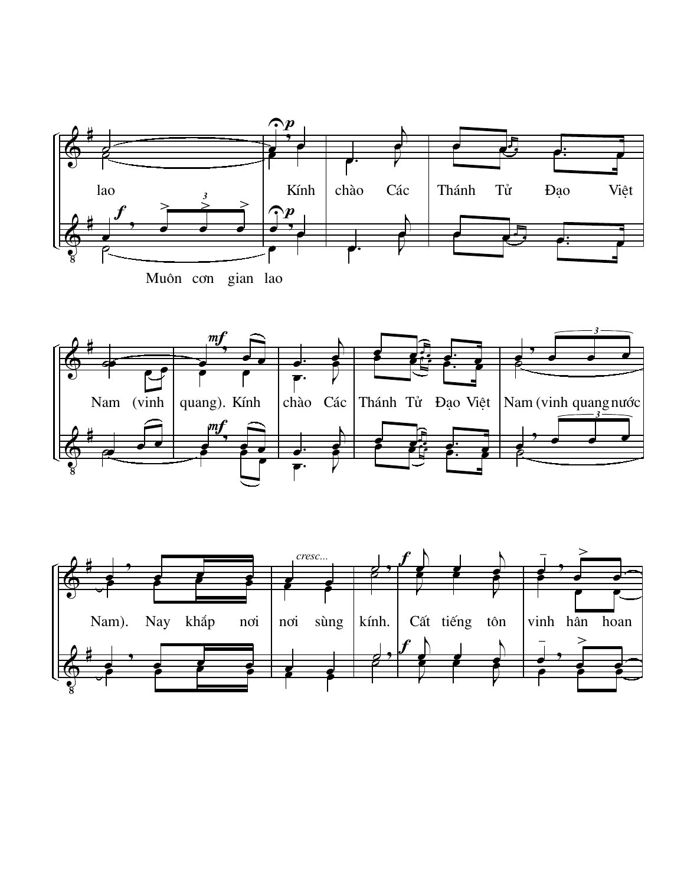lao

Muôn cơn gian lao

Kính chào Các Thánh Tử Đạo Việt

Nam (vinh quang). Kính chào Các Thánh Tử Đạo Việt Nam (vinh quang nước

Nam). Nay khắp nơi nơi sùng kính. Cất tiếng tôn vinh hân hoan

*cresc...*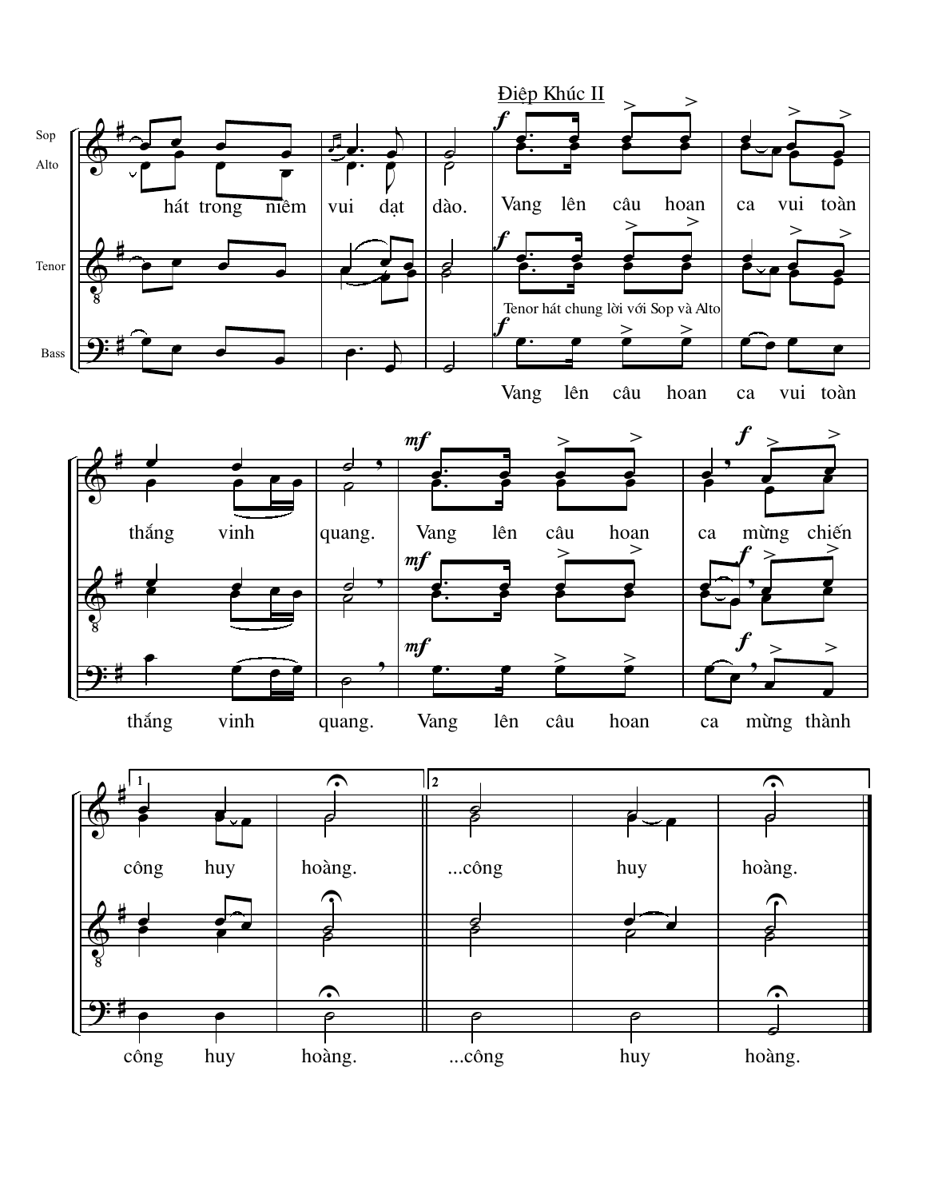Điệp Khúc II

Sop

Alto

Tenor

Bass

hát trong niềm vui dạt dào. Vang lên câu hoan ca vui toàn

Tenor hát chung lời với Sop và Alto

Vang lên câu hoan ca vui toàn

thắng vinh quang. Vang lên câu hoan ca mừng chiến

thắng vinh quang. Vang lên câu hoan ca mừng thành

1

công huy hoàng.

2

...công huy hoàng.

công huy hoàng.

...công huy hoàng.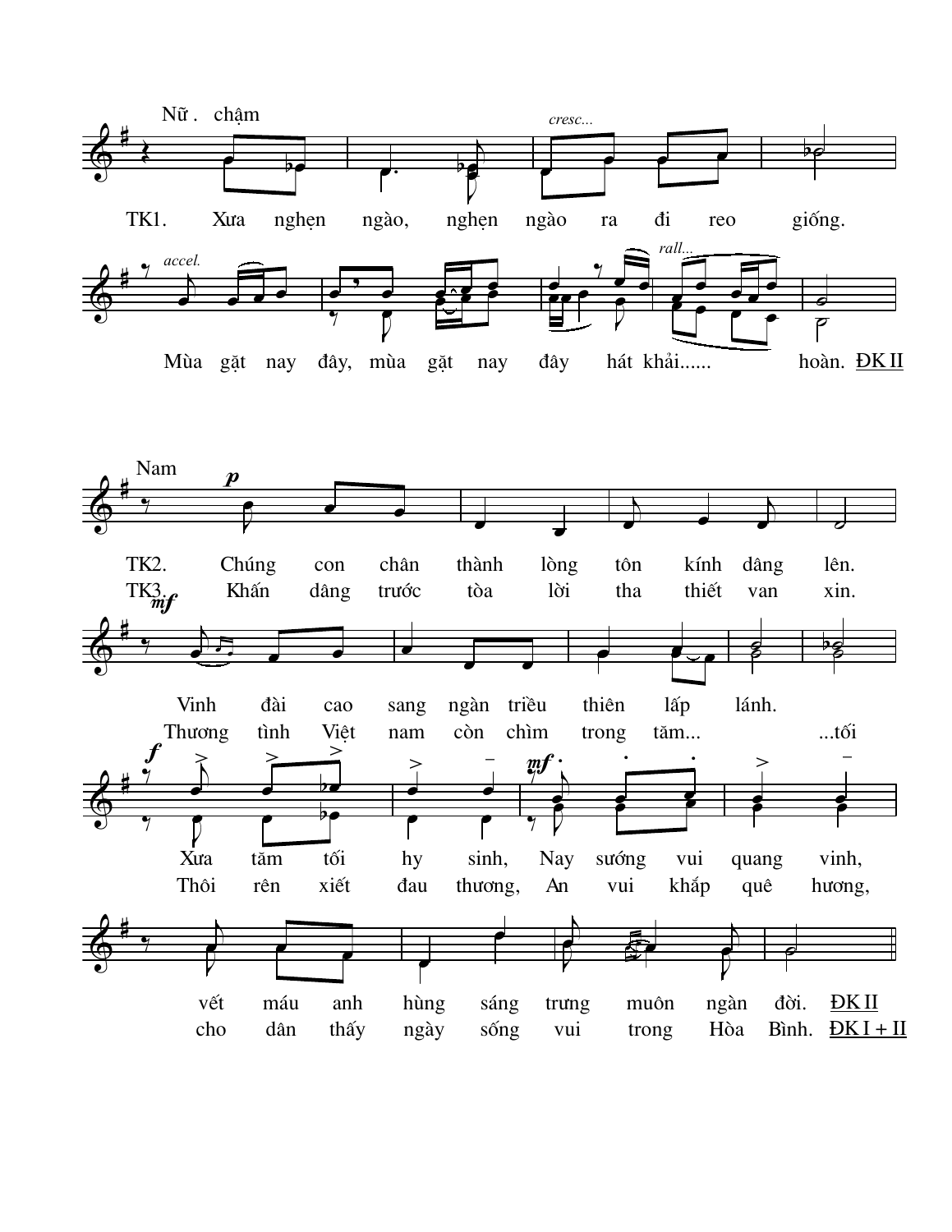Nữ . chậm

*cresc...*

TK1. Xưa nghẹn ngào, nghẹn ngào ra đi reo giống.

*accel.* *rall...*

Mùa gặt nay đây, mùa gặt nay đây hát khải...... hoàn. ĐK II

Nam

**p**

TK2. Chúng con chân thành lòng tôn kính dâng lên.
TK3. Khấn dâng trước tòa lời tha thiết van xin.

**mf**

Vinh đài cao sang ngàn triều thiên lấp lánh.
Thương tình Việt nam còn chìm trong tăm... ...tối

**f** **mf**

Xưa tăm tối hy sinh, Nay sướng vui quang vinh,
Thôi rên xiết đau thương, An vui khắp quê hương,

vết máu anh hùng sáng trưng muôn ngàn đời. ĐK II
cho dân thấy ngày sống vui trong Hòa Bình. ĐK I + II